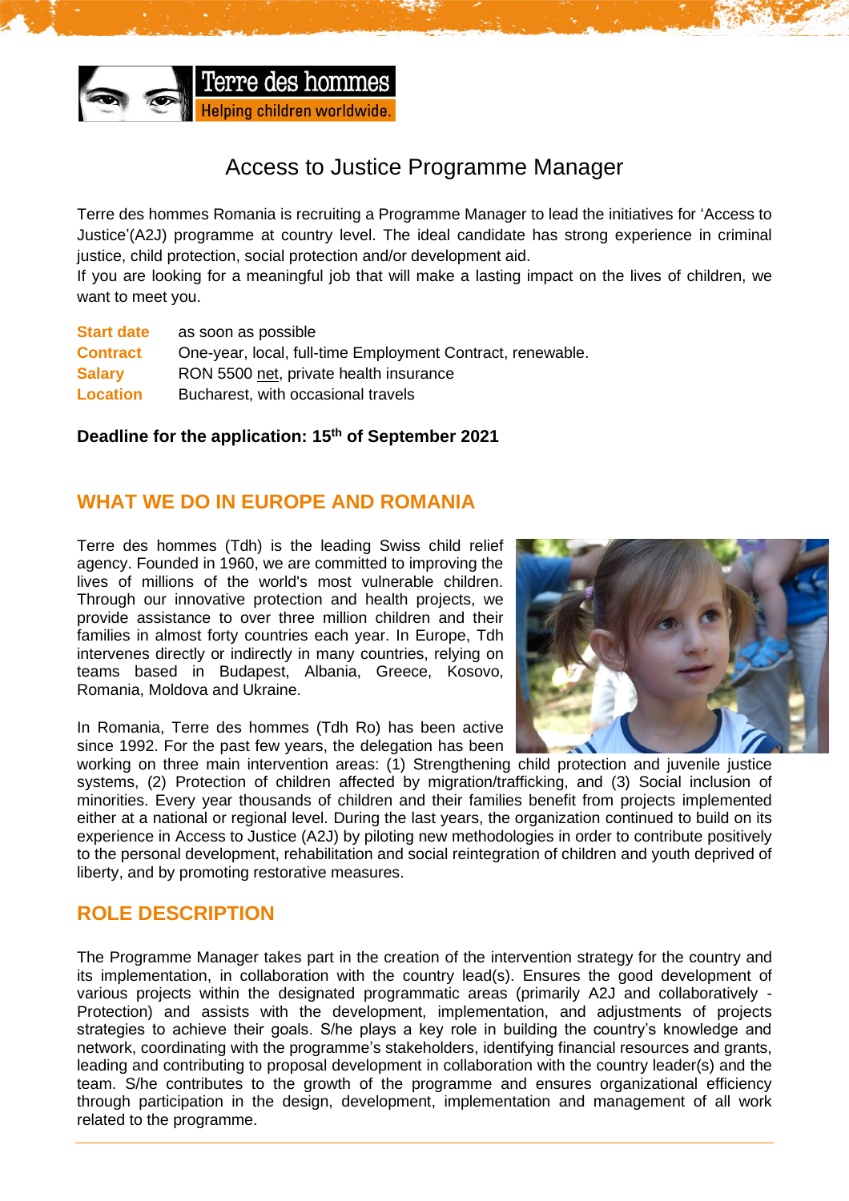Terre des hommes
Helping children worldwide.

# Access to Justice Programme Manager

Terre des hommes Romania is recruiting a Programme Manager to lead the initiatives for 'Access to Justice'(A2J) programme at country level. The ideal candidate has strong experience in criminal justice, child protection, social protection and/or development aid.
If you are looking for a meaningful job that will make a lasting impact on the lives of children, we want to meet you.

**Start date** as soon as possible
**Contract** One-year, local, full-time Employment Contract, renewable.
**Salary** RON 5500 net, private health insurance
**Location** Bucharest, with occasional travels

**Deadline for the application: 15th of September 2021**

## WHAT WE DO IN EUROPE AND ROMANIA

Terre des hommes (Tdh) is the leading Swiss child relief agency. Founded in 1960, we are committed to improving the lives of millions of the world's most vulnerable children. Through our innovative protection and health projects, we provide assistance to over three million children and their families in almost forty countries each year. In Europe, Tdh intervenes directly or indirectly in many countries, relying on teams based in Budapest, Albania, Greece, Kosovo, Romania, Moldova and Ukraine.

In Romania, Terre des hommes (Tdh Ro) has been active since 1992. For the past few years, the delegation has been working on three main intervention areas: (1) Strengthening child protection and juvenile justice systems, (2) Protection of children affected by migration/trafficking, and (3) Social inclusion of minorities. Every year thousands of children and their families benefit from projects implemented either at a national or regional level. During the last years, the organization continued to build on its experience in Access to Justice (A2J) by piloting new methodologies in order to contribute positively to the personal development, rehabilitation and social reintegration of children and youth deprived of liberty, and by promoting restorative measures.

## ROLE DESCRIPTION

The Programme Manager takes part in the creation of the intervention strategy for the country and its implementation, in collaboration with the country lead(s). Ensures the good development of various projects within the designated programmatic areas (primarily A2J and collaboratively - Protection) and assists with the development, implementation, and adjustments of projects strategies to achieve their goals. S/he plays a key role in building the country's knowledge and network, coordinating with the programme's stakeholders, identifying financial resources and grants, leading and contributing to proposal development in collaboration with the country leader(s) and the team. S/he contributes to the growth of the programme and ensures organizational efficiency through participation in the design, development, implementation and management of all work related to the programme.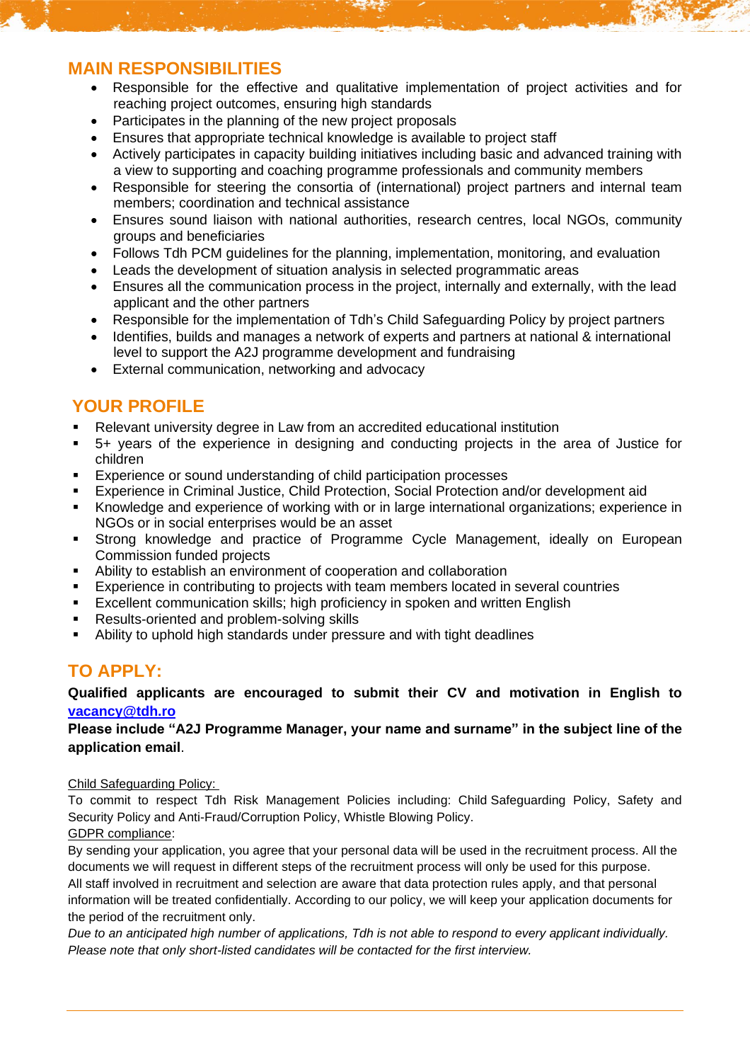## MAIN RESPONSIBILITIES

- Responsible for the effective and qualitative implementation of project activities and for reaching project outcomes, ensuring high standards
- Participates in the planning of the new project proposals
- Ensures that appropriate technical knowledge is available to project staff
- Actively participates in capacity building initiatives including basic and advanced training with a view to supporting and coaching programme professionals and community members
- Responsible for steering the consortia of (international) project partners and internal team members; coordination and technical assistance
- Ensures sound liaison with national authorities, research centres, local NGOs, community groups and beneficiaries
- Follows Tdh PCM guidelines for the planning, implementation, monitoring, and evaluation
- Leads the development of situation analysis in selected programmatic areas
- Ensures all the communication process in the project, internally and externally, with the lead applicant and the other partners
- Responsible for the implementation of Tdh's Child Safeguarding Policy by project partners
- Identifies, builds and manages a network of experts and partners at national & international level to support the A2J programme development and fundraising
- External communication, networking and advocacy

## YOUR PROFILE

- Relevant university degree in Law from an accredited educational institution
- 5+ years of the experience in designing and conducting projects in the area of Justice for children
- Experience or sound understanding of child participation processes
- Experience in Criminal Justice, Child Protection, Social Protection and/or development aid
- Knowledge and experience of working with or in large international organizations; experience in NGOs or in social enterprises would be an asset
- Strong knowledge and practice of Programme Cycle Management, ideally on European Commission funded projects
- Ability to establish an environment of cooperation and collaboration
- Experience in contributing to projects with team members located in several countries
- Excellent communication skills; high proficiency in spoken and written English
- Results-oriented and problem-solving skills
- Ability to uphold high standards under pressure and with tight deadlines

## TO APPLY:

**Qualified applicants are encouraged to submit their CV and motivation in English to [vacancy@tdh.ro](mailto:vacancy@tdh.ro)**

**Please include "A2J Programme Manager, your name and surname" in the subject line of the application email**.

Child Safeguarding Policy:

To commit to respect Tdh Risk Management Policies including: Child Safeguarding Policy, Safety and Security Policy and Anti-Fraud/Corruption Policy, Whistle Blowing Policy.

GDPR compliance:

By sending your application, you agree that your personal data will be used in the recruitment process. All the documents we will request in different steps of the recruitment process will only be used for this purpose.

All staff involved in recruitment and selection are aware that data protection rules apply, and that personal information will be treated confidentially. According to our policy, we will keep your application documents for the period of the recruitment only.

*Due to an anticipated high number of applications, Tdh is not able to respond to every applicant individually. Please note that only short-listed candidates will be contacted for the first interview.*